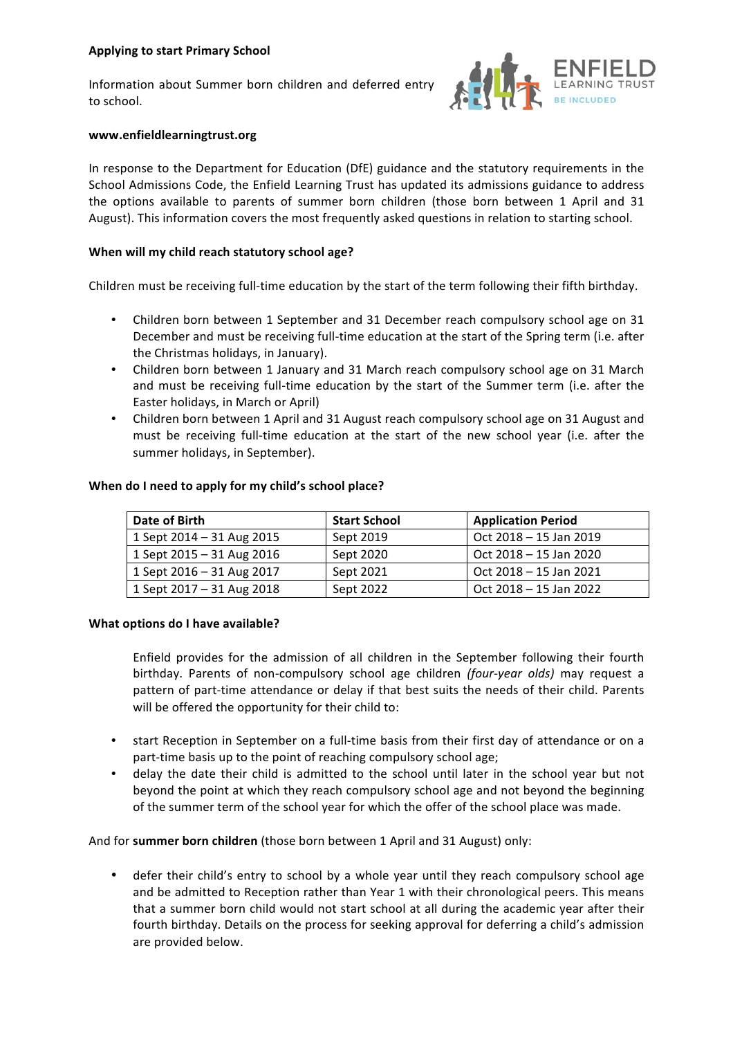**Applying to start Primary School**

Information about Summer born children and deferred entry to school.

**www.enfieldlearningtrust.org**

In response to the Department for Education (DfE) guidance and the statutory requirements in the School Admissions Code, the Enfield Learning Trust has updated its admissions guidance to address the options available to parents of summer born children (those born between 1 April and 31 August). This information covers the most frequently asked questions in relation to starting school.

**When will my child reach statutory school age?**

Children must be receiving full-time education by the start of the term following their fifth birthday.

- Children born between 1 September and 31 December reach compulsory school age on 31 December and must be receiving full-time education at the start of the Spring term (i.e. after the Christmas holidays, in January).
- Children born between 1 January and 31 March reach compulsory school age on 31 March and must be receiving full-time education by the start of the Summer term (i.e. after the Easter holidays, in March or April)
- Children born between 1 April and 31 August reach compulsory school age on 31 August and must be receiving full-time education at the start of the new school year (i.e. after the summer holidays, in September).

**When do I need to apply for my child's school place?**

| Date of Birth | Start School | Application Period |
|---|---|---|
| 1 Sept 2014 – 31 Aug 2015 | Sept 2019 | Oct 2018 – 15 Jan 2019 |
| 1 Sept 2015 – 31 Aug 2016 | Sept 2020 | Oct 2018 – 15 Jan 2020 |
| 1 Sept 2016 – 31 Aug 2017 | Sept 2021 | Oct 2018 – 15 Jan 2021 |
| 1 Sept 2017 – 31 Aug 2018 | Sept 2022 | Oct 2018 – 15 Jan 2022 |

**What options do I have available?**

Enfield provides for the admission of all children in the September following their fourth birthday. Parents of non-compulsory school age children *(four-year olds)* may request a pattern of part-time attendance or delay if that best suits the needs of their child. Parents will be offered the opportunity for their child to:

- start Reception in September on a full-time basis from their first day of attendance or on a part-time basis up to the point of reaching compulsory school age;
- delay the date their child is admitted to the school until later in the school year but not beyond the point at which they reach compulsory school age and not beyond the beginning of the summer term of the school year for which the offer of the school place was made.

And for **summer born children** (those born between 1 April and 31 August) only:

- defer their child's entry to school by a whole year until they reach compulsory school age and be admitted to Reception rather than Year 1 with their chronological peers. This means that a summer born child would not start school at all during the academic year after their fourth birthday. Details on the process for seeking approval for deferring a child's admission are provided below.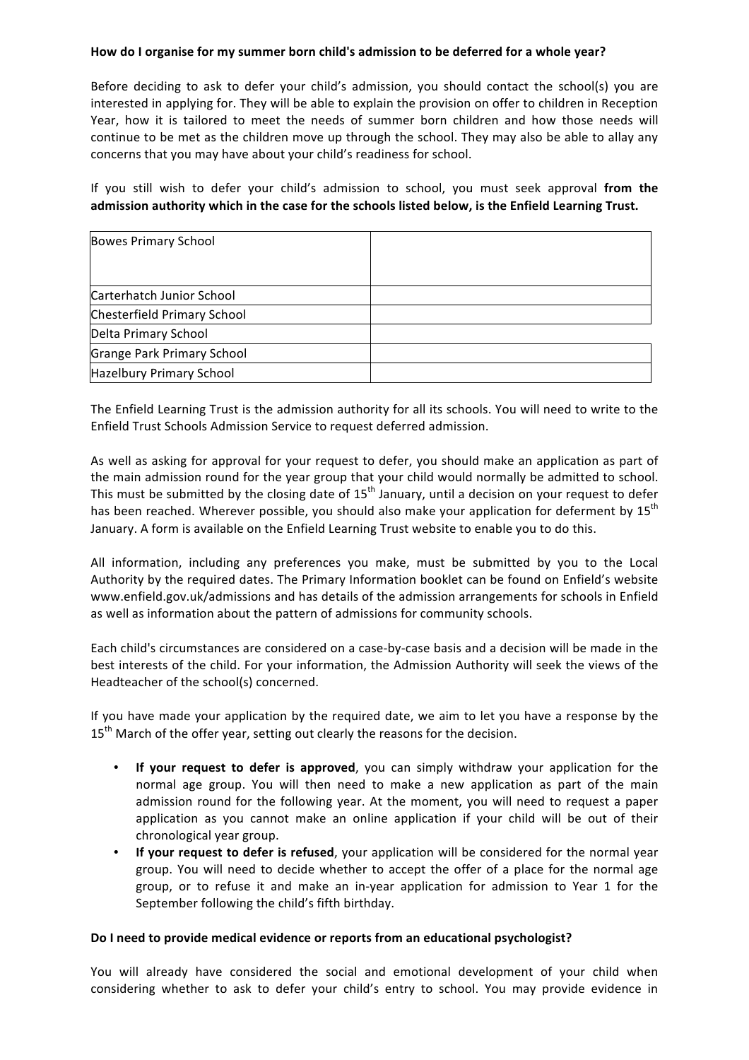**How do I organise for my summer born child's admission to be deferred for a whole year?**

Before deciding to ask to defer your child's admission, you should contact the school(s) you are interested in applying for. They will be able to explain the provision on offer to children in Reception Year, how it is tailored to meet the needs of summer born children and how those needs will continue to be met as the children move up through the school. They may also be able to allay any concerns that you may have about your child's readiness for school.

If you still wish to defer your child's admission to school, you must seek approval **from the admission authority which in the case for the schools listed below, is the Enfield Learning Trust.**

| | |
|---|---|
| Bowes Primary School | |
| Carterhatch Junior School | |
| Chesterfield Primary School | |
| Delta Primary School | |
| Grange Park Primary School | |
| Hazelbury Primary School | |

The Enfield Learning Trust is the admission authority for all its schools. You will need to write to the Enfield Trust Schools Admission Service to request deferred admission.

As well as asking for approval for your request to defer, you should make an application as part of the main admission round for the year group that your child would normally be admitted to school. This must be submitted by the closing date of 15th January, until a decision on your request to defer has been reached. Wherever possible, you should also make your application for deferment by 15th January. A form is available on the Enfield Learning Trust website to enable you to do this.

All information, including any preferences you make, must be submitted by you to the Local Authority by the required dates. The Primary Information booklet can be found on Enfield's website www.enfield.gov.uk/admissions and has details of the admission arrangements for schools in Enfield as well as information about the pattern of admissions for community schools.

Each child's circumstances are considered on a case-by-case basis and a decision will be made in the best interests of the child. For your information, the Admission Authority will seek the views of the Headteacher of the school(s) concerned.

If you have made your application by the required date, we aim to let you have a response by the 15th March of the offer year, setting out clearly the reasons for the decision.

- **If your request to defer is approved**, you can simply withdraw your application for the normal age group. You will then need to make a new application as part of the main admission round for the following year. At the moment, you will need to request a paper application as you cannot make an online application if your child will be out of their chronological year group.
- **If your request to defer is refused**, your application will be considered for the normal year group. You will need to decide whether to accept the offer of a place for the normal age group, or to refuse it and make an in-year application for admission to Year 1 for the September following the child's fifth birthday.

**Do I need to provide medical evidence or reports from an educational psychologist?**

You will already have considered the social and emotional development of your child when considering whether to ask to defer your child's entry to school. You may provide evidence in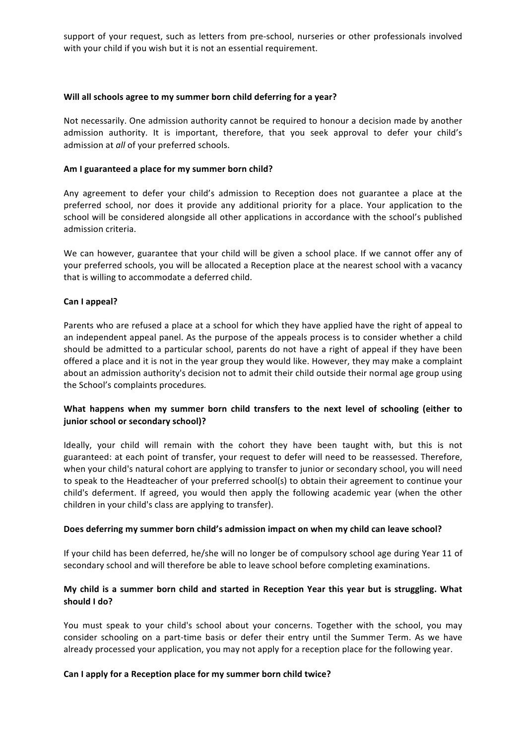support of your request, such as letters from pre-school, nurseries or other professionals involved with your child if you wish but it is not an essential requirement.

**Will all schools agree to my summer born child deferring for a year?**

Not necessarily. One admission authority cannot be required to honour a decision made by another admission authority. It is important, therefore, that you seek approval to defer your child's admission at *all* of your preferred schools.

**Am I guaranteed a place for my summer born child?**

Any agreement to defer your child's admission to Reception does not guarantee a place at the preferred school, nor does it provide any additional priority for a place. Your application to the school will be considered alongside all other applications in accordance with the school's published admission criteria.

We can however, guarantee that your child will be given a school place. If we cannot offer any of your preferred schools, you will be allocated a Reception place at the nearest school with a vacancy that is willing to accommodate a deferred child.

**Can I appeal?**

Parents who are refused a place at a school for which they have applied have the right of appeal to an independent appeal panel. As the purpose of the appeals process is to consider whether a child should be admitted to a particular school, parents do not have a right of appeal if they have been offered a place and it is not in the year group they would like. However, they may make a complaint about an admission authority's decision not to admit their child outside their normal age group using the School's complaints procedures.

**What happens when my summer born child transfers to the next level of schooling (either to junior school or secondary school)?**

Ideally, your child will remain with the cohort they have been taught with, but this is not guaranteed: at each point of transfer, your request to defer will need to be reassessed. Therefore, when your child's natural cohort are applying to transfer to junior or secondary school, you will need to speak to the Headteacher of your preferred school(s) to obtain their agreement to continue your child's deferment. If agreed, you would then apply the following academic year (when the other children in your child's class are applying to transfer).

**Does deferring my summer born child's admission impact on when my child can leave school?**

If your child has been deferred, he/she will no longer be of compulsory school age during Year 11 of secondary school and will therefore be able to leave school before completing examinations.

**My child is a summer born child and started in Reception Year this year but is struggling. What should I do?**

You must speak to your child's school about your concerns. Together with the school, you may consider schooling on a part-time basis or defer their entry until the Summer Term. As we have already processed your application, you may not apply for a reception place for the following year.

**Can I apply for a Reception place for my summer born child twice?**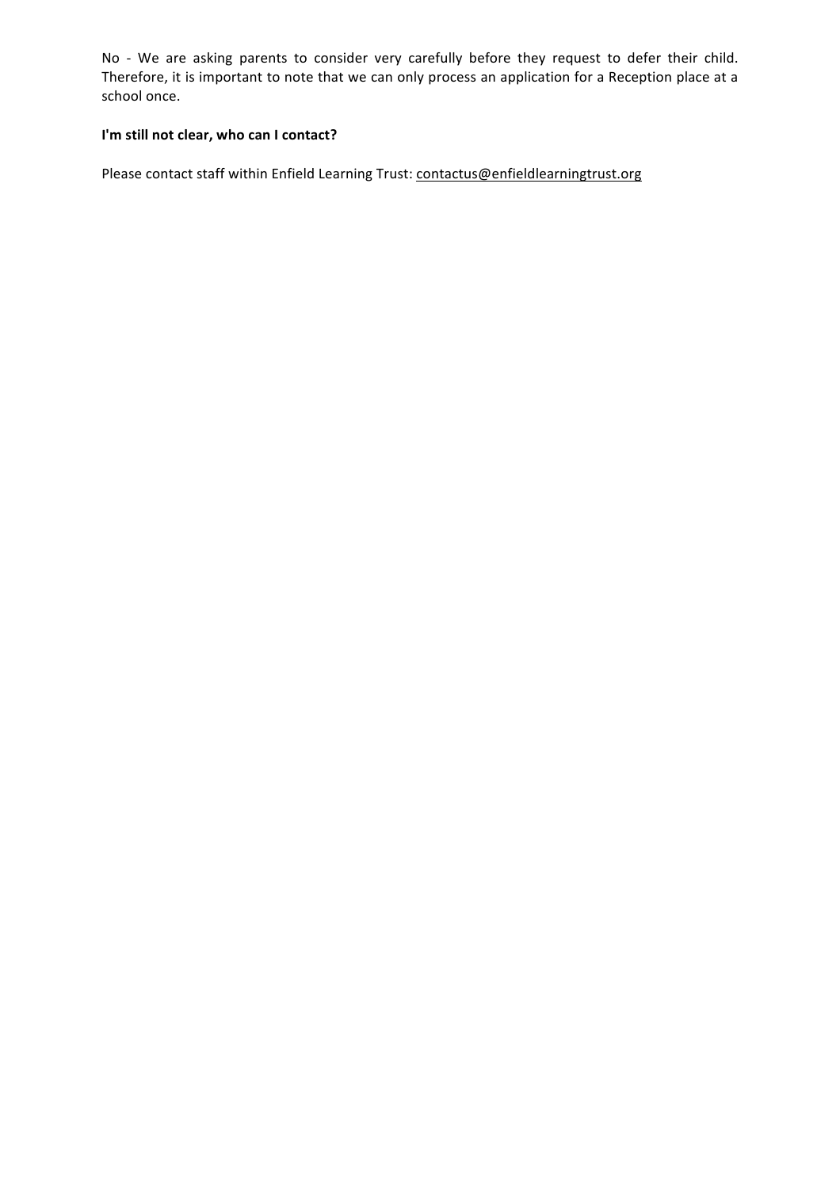No - We are asking parents to consider very carefully before they request to defer their child. Therefore, it is important to note that we can only process an application for a Reception place at a school once.

**I'm still not clear, who can I contact?**

Please contact staff within Enfield Learning Trust: contactus@enfieldlearningtrust.org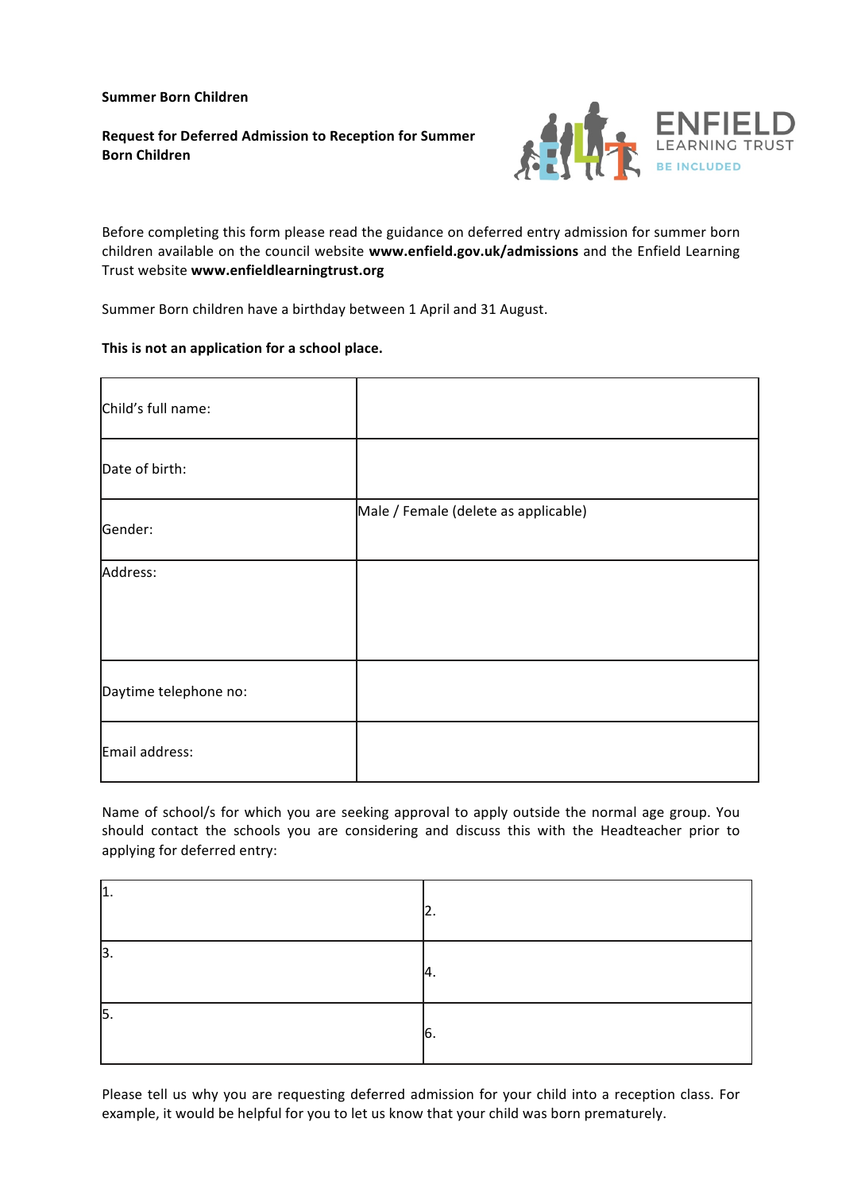**Summer Born Children**

**Request for Deferred Admission to Reception for Summer Born Children**

Before completing this form please read the guidance on deferred entry admission for summer born children available on the council website **www.enfield.gov.uk/admissions** and the Enfield Learning Trust website **www.enfieldlearningtrust.org**

Summer Born children have a birthday between 1 April and 31 August.

**This is not an application for a school place.**

| | |
|---|---|
| Child's full name: | |
| Date of birth: | |
| Gender: | Male / Female (delete as applicable) |
| Address: | |
| Daytime telephone no: | |
| Email address: | |

Name of school/s for which you are seeking approval to apply outside the normal age group. You should contact the schools you are considering and discuss this with the Headteacher prior to applying for deferred entry:

| | |
|---|---|
| 1. | 2. |
| 3. | 4. |
| 5. | 6. |

Please tell us why you are requesting deferred admission for your child into a reception class. For example, it would be helpful for you to let us know that your child was born prematurely.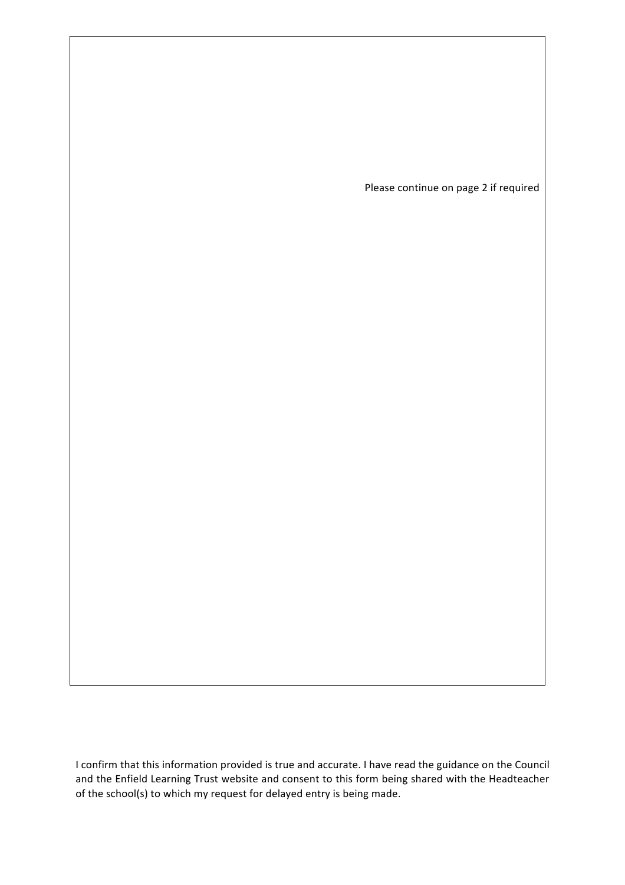Please continue on page 2 if required

I confirm that this information provided is true and accurate. I have read the guidance on the Council and the Enfield Learning Trust website and consent to this form being shared with the Headteacher of the school(s) to which my request for delayed entry is being made.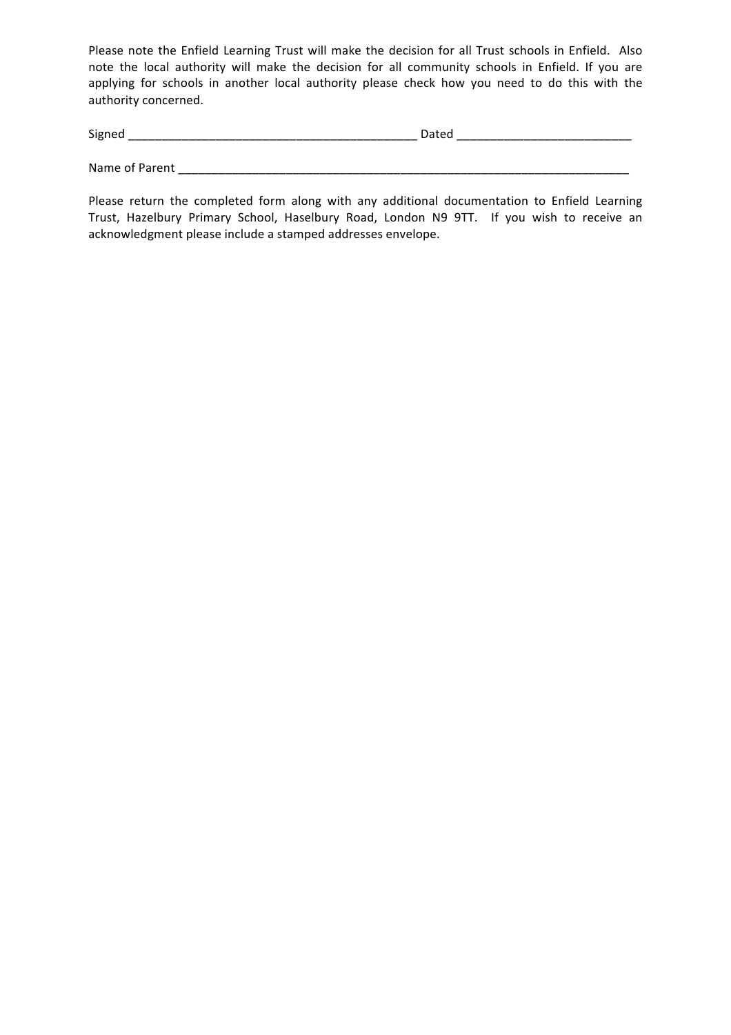Please note the Enfield Learning Trust will make the decision for all Trust schools in Enfield. Also note the local authority will make the decision for all community schools in Enfield. If you are applying for schools in another local authority please check how you need to do this with the authority concerned.

Signed ____________________________________________ Dated __________________________

Name of Parent ________________________________________________________________________

Please return the completed form along with any additional documentation to Enfield Learning Trust, Hazelbury Primary School, Haselbury Road, London N9 9TT. If you wish to receive an acknowledgment please include a stamped addresses envelope.